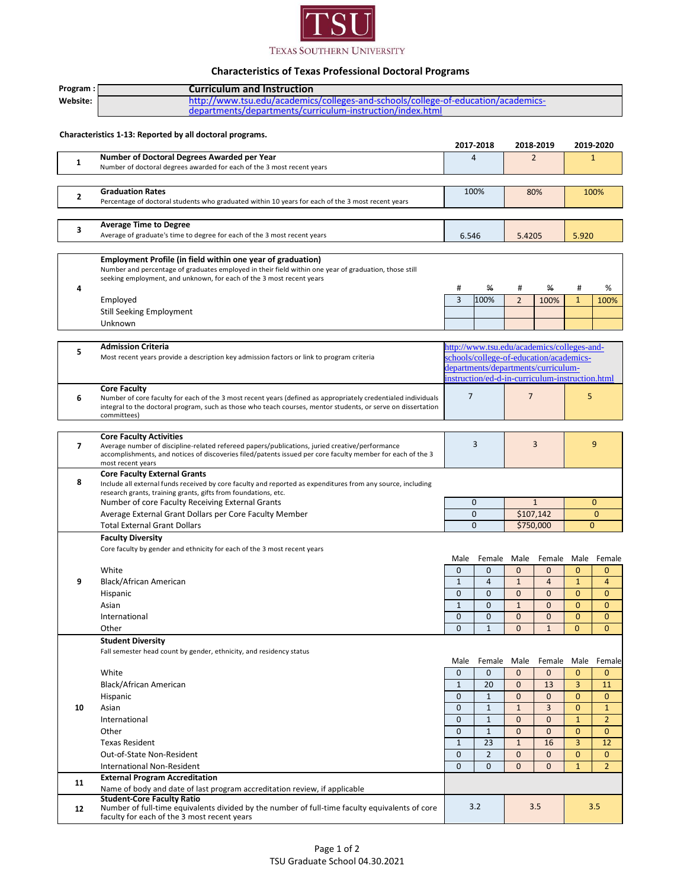TSU

TEXAS SOUTHERN UNIVERSITY

## Characteristics of Texas Professional Doctoral Programs

**Program :** Curriculum and Instruction

**Website:** http://www.tsu.edu/academics/colleges-and-schools/college-of-education/academics-departments/departments/curriculum-instruction/index.html

**Characteristics 1-13: Reported by all doctoral programs.**

| # | Characteristic | 2017-2018 | | 2018-2019 | | 2019-2020 | |
|---|---|---|---|---|---|---|---|
| 1 | **Number of Doctoral Degrees Awarded per Year**<br>Number of doctoral degrees awarded for each of the 3 most recent years | 4 | | 2 | | 1 | |
| 2 | **Graduation Rates**<br>Percentage of doctoral students who graduated within 10 years for each of the 3 most recent years | 100% | | 80% | | 100% | |
| 3 | **Average Time to Degree**<br>Average of graduate's time to degree for each of the 3 most recent years | 6.546 | | 5.4205 | | 5.920 | |
| 4 | **Employment Profile (in field within one year of graduation)**<br>Number and percentage of graduates employed in their field within one year of graduation, those still seeking employment, and unknown, for each of the 3 most recent years | # | % | # | % | # | % |
| | Employed | 3 | 100% | 2 | 100% | 1 | 100% |
| | Still Seeking Employment | | | | | | |
| | Unknown | | | | | | |
| 5 | **Admission Criteria**<br>Most recent years provide a description key admission factors or link to program criteria | http://www.tsu.edu/academics/colleges-and-schools/college-of-education/academics-departments/departments/curriculum-instruction/ed-d-in-curriculum-instruction.html | | | | | |
| 6 | **Core Faculty**<br>Number of core faculty for each of the 3 most recent years (defined as appropriately credentialed individuals integral to the doctoral program, such as those who teach courses, mentor students, or serve on dissertation committees) | 7 | | 7 | | 5 | |
| 7 | **Core Faculty Activities**<br>Average number of discipline-related refereed papers/publications, juried creative/performance accomplishments, and notices of discoveries filed/patents issued per core faculty member for each of the 3 most recent years | 3 | | 3 | | 9 | |
| 8 | **Core Faculty External Grants**<br>Include all external funds received by core faculty and reported as expenditures from any source, including research grants, training grants, gifts from foundations, etc. | | | | | | |
| | Number of core Faculty Receiving External Grants | 0 | | 1 | | 0 | |
| | Average External Grant Dollars per Core Faculty Member | 0 | | $107,142 | | 0 | |
| | Total External Grant Dollars | 0 | | $750,000 | | 0 | |
| 9 | **Faculty Diversity**<br>Core faculty by gender and ethnicity for each of the 3 most recent years | Male | Female | Male | Female | Male | Female |
| | White | 0 | 0 | 0 | 0 | 0 | 0 |
| | Black/African American | 1 | 4 | 1 | 4 | 1 | 4 |
| | Hispanic | 0 | 0 | 0 | 0 | 0 | 0 |
| | Asian | 1 | 0 | 1 | 0 | 0 | 0 |
| | International | 0 | 0 | 0 | 0 | 0 | 0 |
| | Other | 0 | 1 | 0 | 1 | 0 | 0 |
| 10 | **Student Diversity**<br>Fall semester head count by gender, ethnicity, and residency status | Male | Female | Male | Female | Male | Female |
| | White | 0 | 0 | 0 | 0 | 0 | 0 |
| | Black/African American | 1 | 20 | 0 | 13 | 3 | 11 |
| | Hispanic | 0 | 1 | 0 | 0 | 0 | 0 |
| | Asian | 0 | 1 | 1 | 3 | 0 | 1 |
| | International | 0 | 1 | 0 | 0 | 1 | 2 |
| | Other | 0 | 1 | 0 | 0 | 0 | 0 |
| | Texas Resident | 1 | 23 | 1 | 16 | 3 | 12 |
| | Out-of-State Non-Resident | 0 | 2 | 0 | 0 | 0 | 0 |
| | International Non-Resident | 0 | 0 | 0 | 0 | 1 | 2 |
| 11 | **External Program Accreditation**<br>Name of body and date of last program accreditation review, if applicable | | | | | | |
| 12 | **Student-Core Faculty Ratio**<br>Number of full-time equivalents divided by the number of full-time faculty equivalents of core faculty for each of the 3 most recent years | 3.2 | | 3.5 | | 3.5 | |

TSU Graduate School 04.30.2021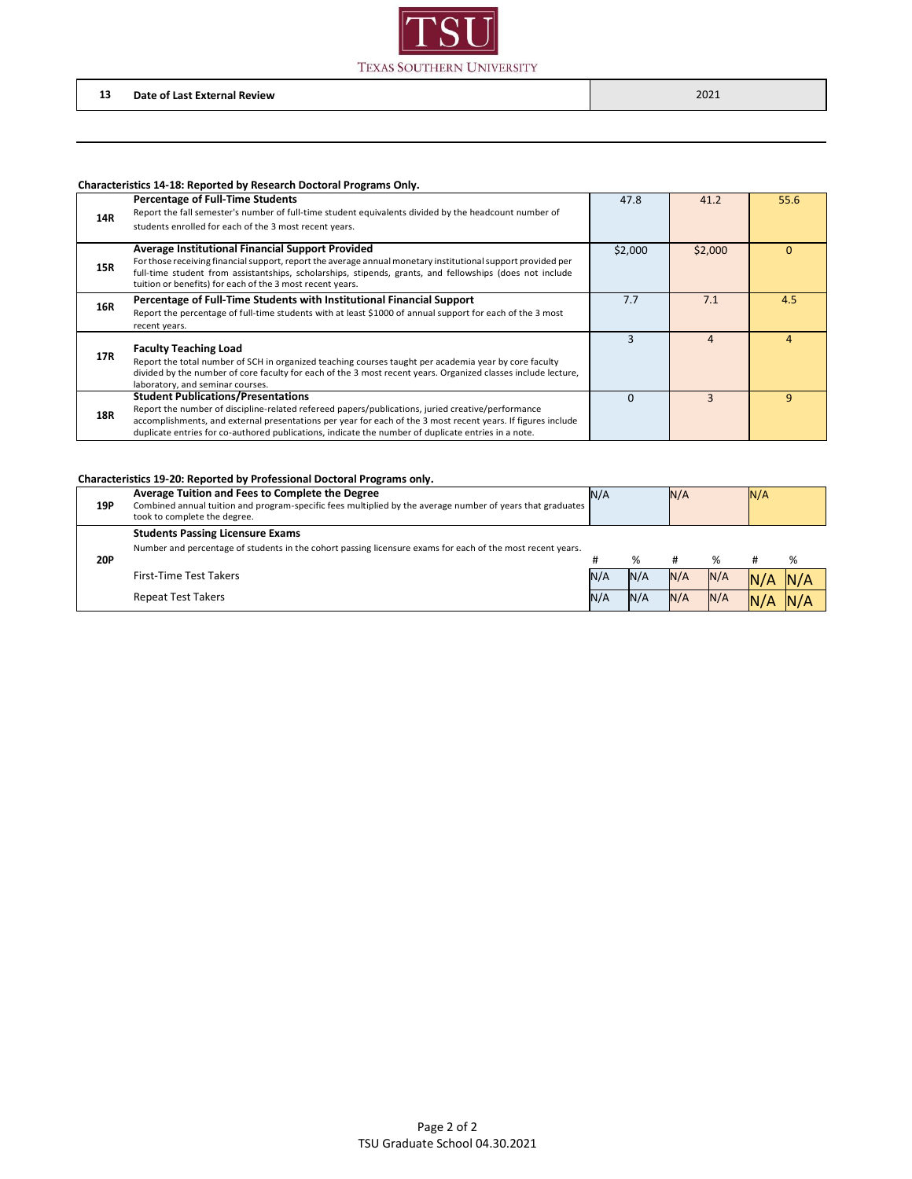TSU

TEXAS SOUTHERN UNIVERSITY

| | | |
|---|---|---|
| 13 | **Date of Last External Review** | 2021 |

**Characteristics 14-18: Reported by Research Doctoral Programs Only.**

| | | | | |
|---|---|---|---|---|
| 14R | **Percentage of Full-Time Students**<br>Report the fall semester's number of full-time student equivalents divided by the headcount number of students enrolled for each of the 3 most recent years. | 47.8 | 41.2 | 55.6 |
| 15R | **Average Institutional Financial Support Provided**<br>For those receiving financial support, report the average annual monetary institutional support provided per full-time student from assistantships, scholarships, stipends, grants, and fellowships (does not include tuition or benefits) for each of the 3 most recent years. | $2,000 | $2,000 | 0 |
| 16R | **Percentage of Full-Time Students with Institutional Financial Support**<br>Report the percentage of full-time students with at least $1000 of annual support for each of the 3 most recent years. | 7.7 | 7.1 | 4.5 |
| 17R | **Faculty Teaching Load**<br>Report the total number of SCH in organized teaching courses taught per academia year by core faculty divided by the number of core faculty for each of the 3 most recent years. Organized classes include lecture, laboratory, and seminar courses. | 3 | 4 | 4 |
| 18R | **Student Publications/Presentations**<br>Report the number of discipline-related refereed papers/publications, juried creative/performance accomplishments, and external presentations per year for each of the 3 most recent years. If figures include duplicate entries for co-authored publications, indicate the number of duplicate entries in a note. | 0 | 3 | 9 |

**Characteristics 19-20: Reported by Professional Doctoral Programs only.**

| | | | | | | | |
|---|---|---|---|---|---|---|---|
| 19P | **Average Tuition and Fees to Complete the Degree**<br>Combined annual tuition and program-specific fees multiplied by the average number of years that graduates took to complete the degree. | N/A | | N/A | | N/A | |
| 20P | **Students Passing Licensure Exams**<br>Number and percentage of students in the cohort passing licensure exams for each of the most recent years. | # | % | # | % | # | % |
| | First-Time Test Takers | N/A | N/A | N/A | N/A | N/A | N/A |
| | Repeat Test Takers | N/A | N/A | N/A | N/A | N/A | N/A |

TSU Graduate School 04.30.2021